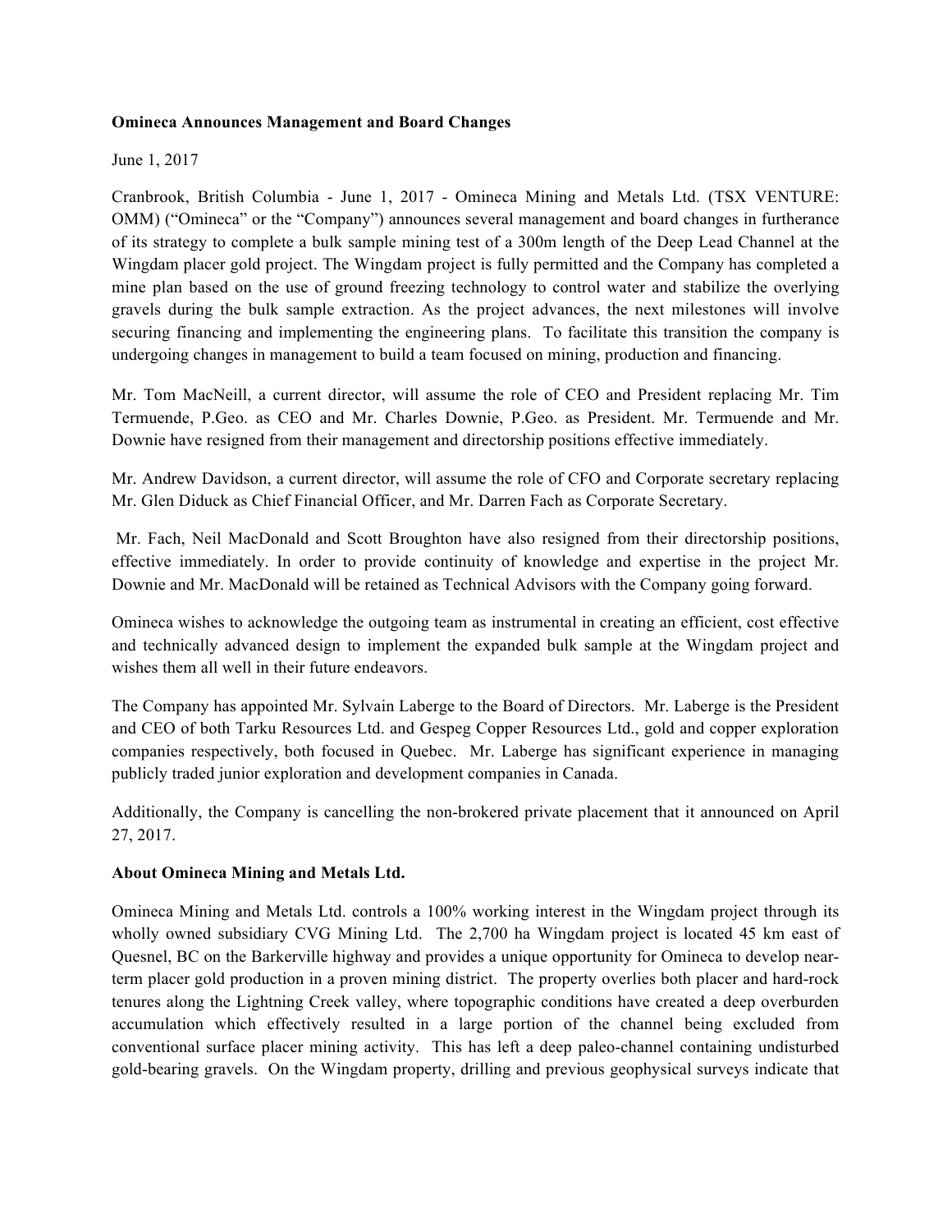**Omineca Announces Management and Board Changes**

June 1, 2017

Cranbrook, British Columbia - June 1, 2017 - Omineca Mining and Metals Ltd. (TSX VENTURE: OMM) ("Omineca" or the "Company") announces several management and board changes in furtherance of its strategy to complete a bulk sample mining test of a 300m length of the Deep Lead Channel at the Wingdam placer gold project. The Wingdam project is fully permitted and the Company has completed a mine plan based on the use of ground freezing technology to control water and stabilize the overlying gravels during the bulk sample extraction. As the project advances, the next milestones will involve securing financing and implementing the engineering plans. To facilitate this transition the company is undergoing changes in management to build a team focused on mining, production and financing.

Mr. Tom MacNeill, a current director, will assume the role of CEO and President replacing Mr. Tim Termuende, P.Geo. as CEO and Mr. Charles Downie, P.Geo. as President. Mr. Termuende and Mr. Downie have resigned from their management and directorship positions effective immediately.

Mr. Andrew Davidson, a current director, will assume the role of CFO and Corporate secretary replacing Mr. Glen Diduck as Chief Financial Officer, and Mr. Darren Fach as Corporate Secretary.

Mr. Fach, Neil MacDonald and Scott Broughton have also resigned from their directorship positions, effective immediately. In order to provide continuity of knowledge and expertise in the project Mr. Downie and Mr. MacDonald will be retained as Technical Advisors with the Company going forward.

Omineca wishes to acknowledge the outgoing team as instrumental in creating an efficient, cost effective and technically advanced design to implement the expanded bulk sample at the Wingdam project and wishes them all well in their future endeavors.

The Company has appointed Mr. Sylvain Laberge to the Board of Directors. Mr. Laberge is the President and CEO of both Tarku Resources Ltd. and Gespeg Copper Resources Ltd., gold and copper exploration companies respectively, both focused in Quebec. Mr. Laberge has significant experience in managing publicly traded junior exploration and development companies in Canada.

Additionally, the Company is cancelling the non-brokered private placement that it announced on April 27, 2017.

**About Omineca Mining and Metals Ltd.**

Omineca Mining and Metals Ltd. controls a 100% working interest in the Wingdam project through its wholly owned subsidiary CVG Mining Ltd. The 2,700 ha Wingdam project is located 45 km east of Quesnel, BC on the Barkerville highway and provides a unique opportunity for Omineca to develop near-term placer gold production in a proven mining district. The property overlies both placer and hard-rock tenures along the Lightning Creek valley, where topographic conditions have created a deep overburden accumulation which effectively resulted in a large portion of the channel being excluded from conventional surface placer mining activity. This has left a deep paleo-channel containing undisturbed gold-bearing gravels. On the Wingdam property, drilling and previous geophysical surveys indicate that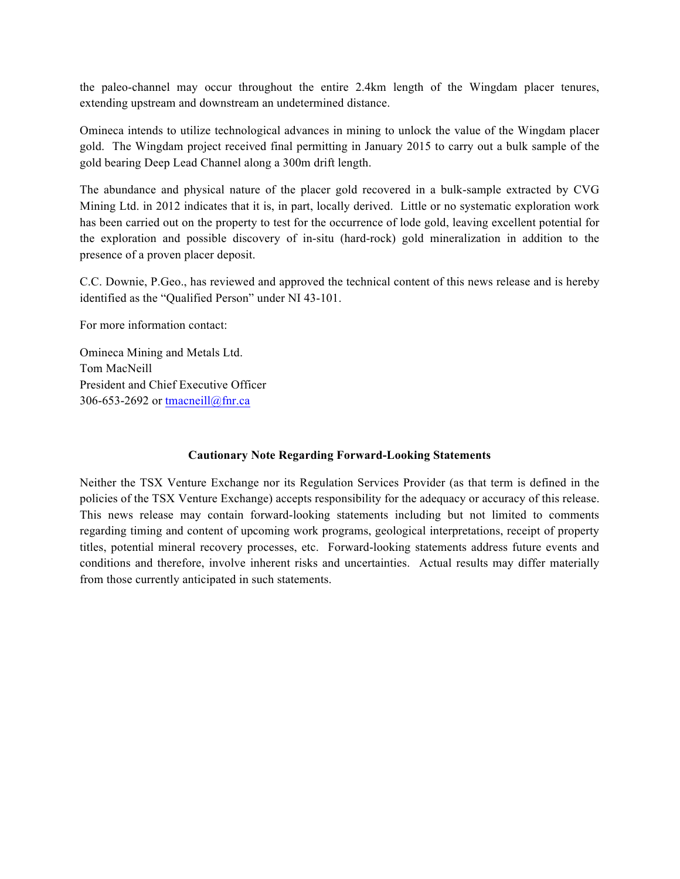the paleo-channel may occur throughout the entire 2.4km length of the Wingdam placer tenures, extending upstream and downstream an undetermined distance.

Omineca intends to utilize technological advances in mining to unlock the value of the Wingdam placer gold. The Wingdam project received final permitting in January 2015 to carry out a bulk sample of the gold bearing Deep Lead Channel along a 300m drift length.

The abundance and physical nature of the placer gold recovered in a bulk-sample extracted by CVG Mining Ltd. in 2012 indicates that it is, in part, locally derived. Little or no systematic exploration work has been carried out on the property to test for the occurrence of lode gold, leaving excellent potential for the exploration and possible discovery of in-situ (hard-rock) gold mineralization in addition to the presence of a proven placer deposit.

C.C. Downie, P.Geo., has reviewed and approved the technical content of this news release and is hereby identified as the "Qualified Person" under NI 43-101.

For more information contact:

Omineca Mining and Metals Ltd.
Tom MacNeill
President and Chief Executive Officer
306-653-2692 or tmacneill@fnr.ca

**Cautionary Note Regarding Forward-Looking Statements**

Neither the TSX Venture Exchange nor its Regulation Services Provider (as that term is defined in the policies of the TSX Venture Exchange) accepts responsibility for the adequacy or accuracy of this release. This news release may contain forward-looking statements including but not limited to comments regarding timing and content of upcoming work programs, geological interpretations, receipt of property titles, potential mineral recovery processes, etc. Forward-looking statements address future events and conditions and therefore, involve inherent risks and uncertainties. Actual results may differ materially from those currently anticipated in such statements.